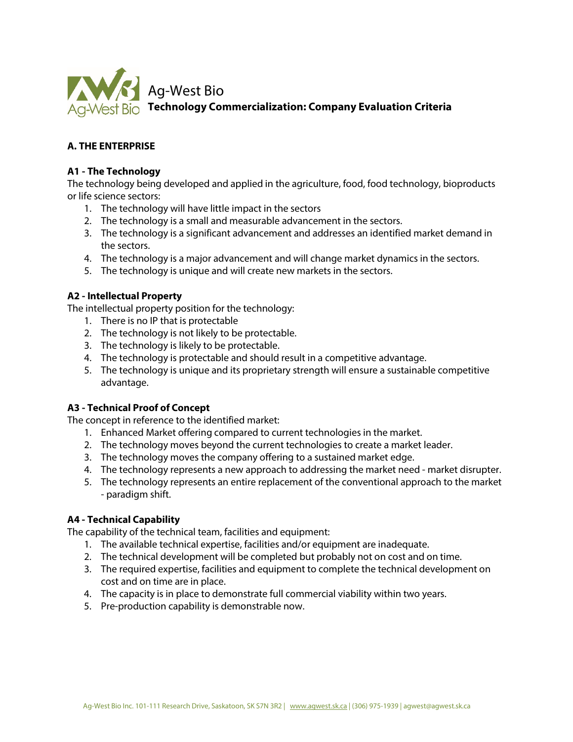# Ag-West Bio

## Technology Commercialization: Company Evaluation Criteria

### A. THE ENTERPRISE

#### A1 - The Technology

The technology being developed and applied in the agriculture, food, food technology, bioproducts or life science sectors:

1. The technology will have little impact in the sectors
2. The technology is a small and measurable advancement in the sectors.
3. The technology is a significant advancement and addresses an identified market demand in the sectors.
4. The technology is a major advancement and will change market dynamics in the sectors.
5. The technology is unique and will create new markets in the sectors.

#### A2 - Intellectual Property

The intellectual property position for the technology:

1. There is no IP that is protectable
2. The technology is not likely to be protectable.
3. The technology is likely to be protectable.
4. The technology is protectable and should result in a competitive advantage.
5. The technology is unique and its proprietary strength will ensure a sustainable competitive advantage.

#### A3 - Technical Proof of Concept

The concept in reference to the identified market:

1. Enhanced Market offering compared to current technologies in the market.
2. The technology moves beyond the current technologies to create a market leader.
3. The technology moves the company offering to a sustained market edge.
4. The technology represents a new approach to addressing the market need - market disrupter.
5. The technology represents an entire replacement of the conventional approach to the market - paradigm shift.

#### A4 - Technical Capability

The capability of the technical team, facilities and equipment:

1. The available technical expertise, facilities and/or equipment are inadequate.
2. The technical development will be completed but probably not on cost and on time.
3. The required expertise, facilities and equipment to complete the technical development on cost and on time are in place.
4. The capacity is in place to demonstrate full commercial viability within two years.
5. Pre-production capability is demonstrable now.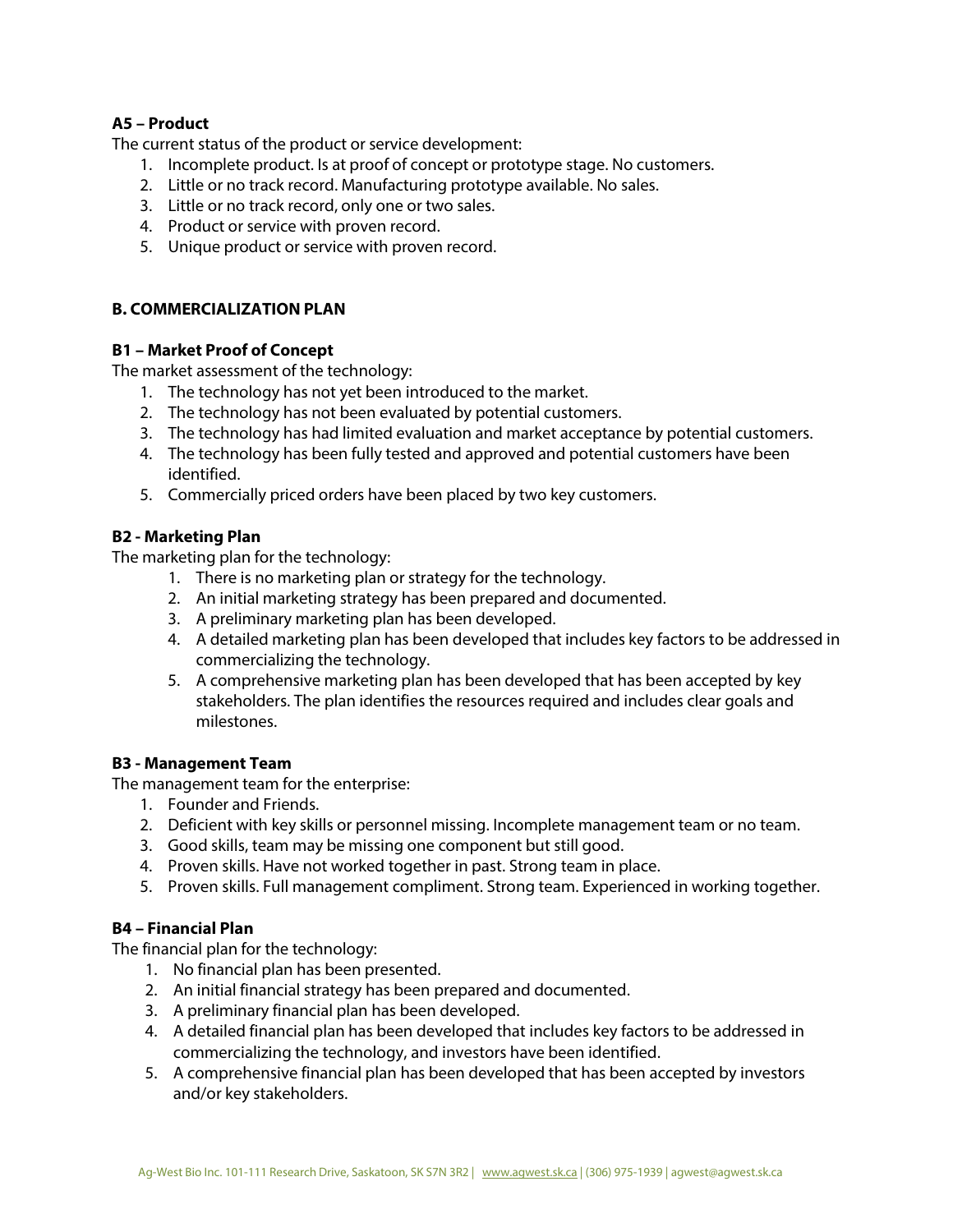**A5 – Product**

The current status of the product or service development:

1. Incomplete product. Is at proof of concept or prototype stage. No customers.
2. Little or no track record. Manufacturing prototype available. No sales.
3. Little or no track record, only one or two sales.
4. Product or service with proven record.
5. Unique product or service with proven record.

## B. COMMERCIALIZATION PLAN

**B1 – Market Proof of Concept**

The market assessment of the technology:

1. The technology has not yet been introduced to the market.
2. The technology has not been evaluated by potential customers.
3. The technology has had limited evaluation and market acceptance by potential customers.
4. The technology has been fully tested and approved and potential customers have been identified.
5. Commercially priced orders have been placed by two key customers.

**B2 - Marketing Plan**

The marketing plan for the technology:

1. There is no marketing plan or strategy for the technology.
2. An initial marketing strategy has been prepared and documented.
3. A preliminary marketing plan has been developed.
4. A detailed marketing plan has been developed that includes key factors to be addressed in commercializing the technology.
5. A comprehensive marketing plan has been developed that has been accepted by key stakeholders. The plan identifies the resources required and includes clear goals and milestones.

**B3 - Management Team**

The management team for the enterprise:

1. Founder and Friends.
2. Deficient with key skills or personnel missing. Incomplete management team or no team.
3. Good skills, team may be missing one component but still good.
4. Proven skills. Have not worked together in past. Strong team in place.
5. Proven skills. Full management compliment. Strong team. Experienced in working together.

**B4 – Financial Plan**

The financial plan for the technology:

1. No financial plan has been presented.
2. An initial financial strategy has been prepared and documented.
3. A preliminary financial plan has been developed.
4. A detailed financial plan has been developed that includes key factors to be addressed in commercializing the technology, and investors have been identified.
5. A comprehensive financial plan has been developed that has been accepted by investors and/or key stakeholders.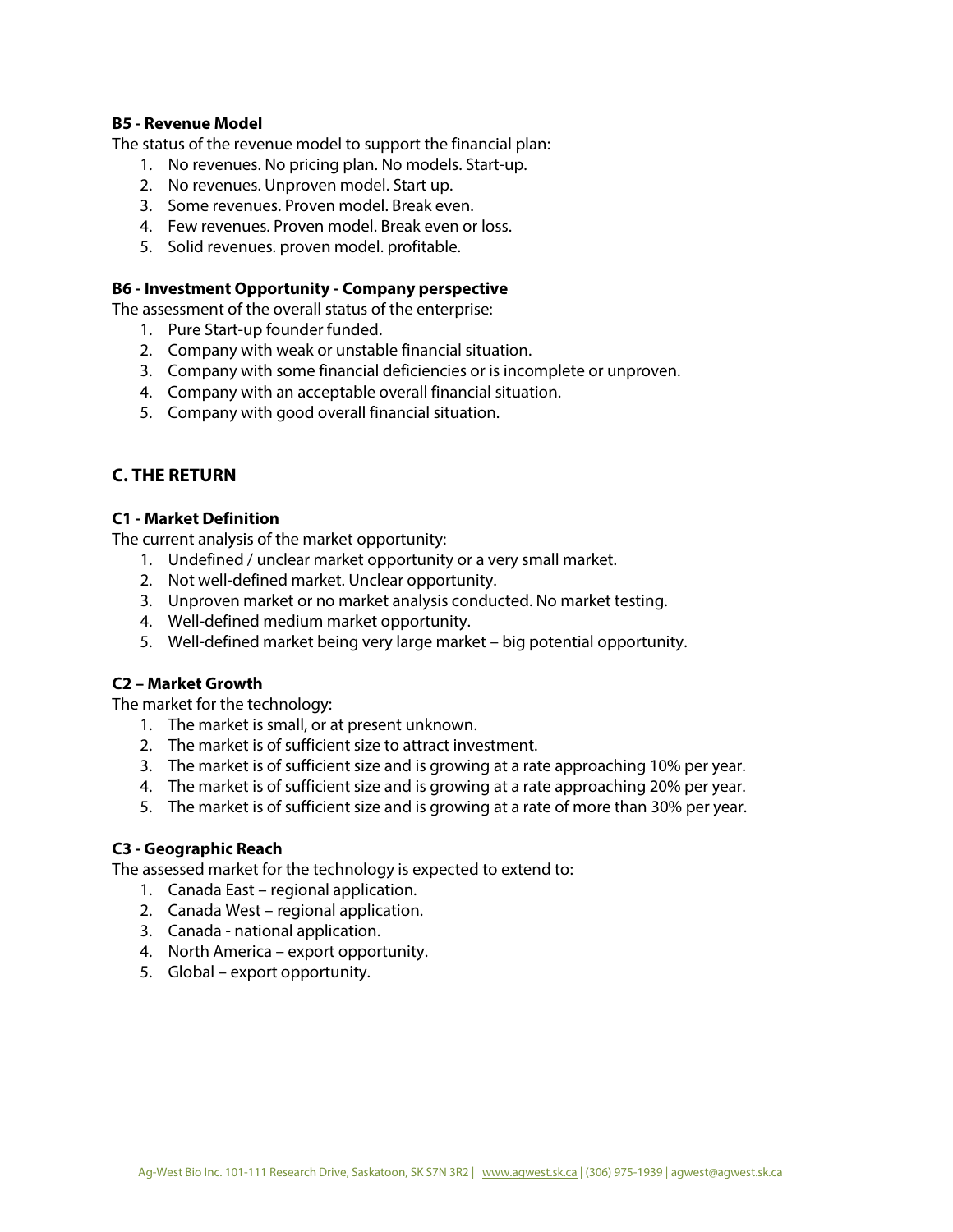#### B5 - Revenue Model

The status of the revenue model to support the financial plan:

1. No revenues. No pricing plan. No models. Start-up.
2. No revenues. Unproven model. Start up.
3. Some revenues. Proven model. Break even.
4. Few revenues. Proven model. Break even or loss.
5. Solid revenues. proven model. profitable.

#### B6 - Investment Opportunity - Company perspective

The assessment of the overall status of the enterprise:

1. Pure Start-up founder funded.
2. Company with weak or unstable financial situation.
3. Company with some financial deficiencies or is incomplete or unproven.
4. Company with an acceptable overall financial situation.
5. Company with good overall financial situation.

### C. THE RETURN

#### C1 - Market Definition

The current analysis of the market opportunity:

1. Undefined / unclear market opportunity or a very small market.
2. Not well-defined market. Unclear opportunity.
3. Unproven market or no market analysis conducted. No market testing.
4. Well-defined medium market opportunity.
5. Well-defined market being very large market – big potential opportunity.

#### C2 – Market Growth

The market for the technology:

1. The market is small, or at present unknown.
2. The market is of sufficient size to attract investment.
3. The market is of sufficient size and is growing at a rate approaching 10% per year.
4. The market is of sufficient size and is growing at a rate approaching 20% per year.
5. The market is of sufficient size and is growing at a rate of more than 30% per year.

#### C3 - Geographic Reach

The assessed market for the technology is expected to extend to:

1. Canada East – regional application.
2. Canada West – regional application.
3. Canada - national application.
4. North America – export opportunity.
5. Global – export opportunity.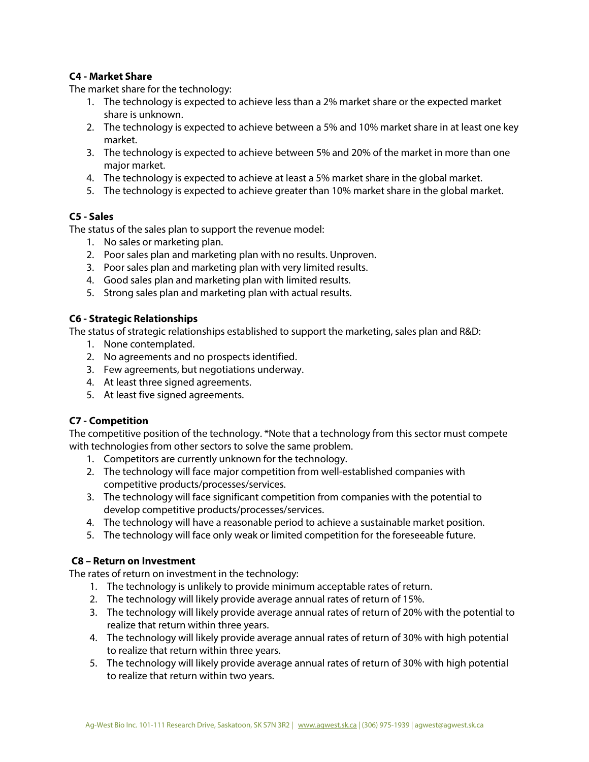**C4 - Market Share**

The market share for the technology:

1. The technology is expected to achieve less than a 2% market share or the expected market share is unknown.
2. The technology is expected to achieve between a 5% and 10% market share in at least one key market.
3. The technology is expected to achieve between 5% and 20% of the market in more than one major market.
4. The technology is expected to achieve at least a 5% market share in the global market.
5. The technology is expected to achieve greater than 10% market share in the global market.

**C5 - Sales**

The status of the sales plan to support the revenue model:

1. No sales or marketing plan.
2. Poor sales plan and marketing plan with no results. Unproven.
3. Poor sales plan and marketing plan with very limited results.
4. Good sales plan and marketing plan with limited results.
5. Strong sales plan and marketing plan with actual results.

**C6 - Strategic Relationships**

The status of strategic relationships established to support the marketing, sales plan and R&D:

1. None contemplated.
2. No agreements and no prospects identified.
3. Few agreements, but negotiations underway.
4. At least three signed agreements.
5. At least five signed agreements.

**C7 - Competition**

The competitive position of the technology. *Note that a technology from this sector must compete with technologies from other sectors to solve the same problem.

1. Competitors are currently unknown for the technology.
2. The technology will face major competition from well-established companies with competitive products/processes/services.
3. The technology will face significant competition from companies with the potential to develop competitive products/processes/services.
4. The technology will have a reasonable period to achieve a sustainable market position.
5. The technology will face only weak or limited competition for the foreseeable future.

**C8 – Return on Investment**

The rates of return on investment in the technology:

1. The technology is unlikely to provide minimum acceptable rates of return.
2. The technology will likely provide average annual rates of return of 15%.
3. The technology will likely provide average annual rates of return of 20% with the potential to realize that return within three years.
4. The technology will likely provide average annual rates of return of 30% with high potential to realize that return within three years.
5. The technology will likely provide average annual rates of return of 30% with high potential to realize that return within two years.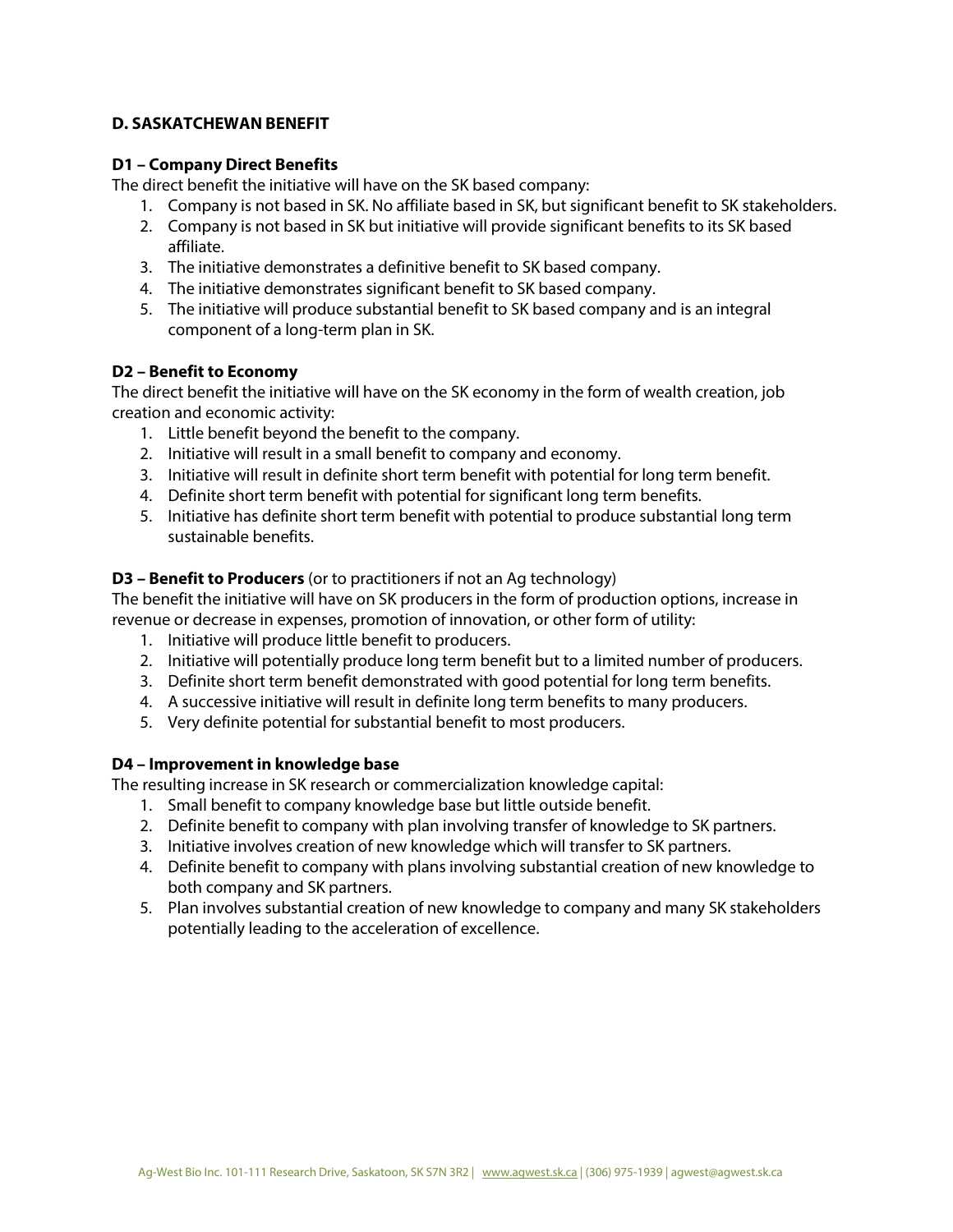## D. SASKATCHEWAN BENEFIT

**D1 – Company Direct Benefits**

The direct benefit the initiative will have on the SK based company:

1. Company is not based in SK. No affiliate based in SK, but significant benefit to SK stakeholders.
2. Company is not based in SK but initiative will provide significant benefits to its SK based affiliate.
3. The initiative demonstrates a definitive benefit to SK based company.
4. The initiative demonstrates significant benefit to SK based company.
5. The initiative will produce substantial benefit to SK based company and is an integral component of a long-term plan in SK.

**D2 – Benefit to Economy**

The direct benefit the initiative will have on the SK economy in the form of wealth creation, job creation and economic activity:

1. Little benefit beyond the benefit to the company.
2. Initiative will result in a small benefit to company and economy.
3. Initiative will result in definite short term benefit with potential for long term benefit.
4. Definite short term benefit with potential for significant long term benefits.
5. Initiative has definite short term benefit with potential to produce substantial long term sustainable benefits.

**D3 – Benefit to Producers** (or to practitioners if not an Ag technology)

The benefit the initiative will have on SK producers in the form of production options, increase in revenue or decrease in expenses, promotion of innovation, or other form of utility:

1. Initiative will produce little benefit to producers.
2. Initiative will potentially produce long term benefit but to a limited number of producers.
3. Definite short term benefit demonstrated with good potential for long term benefits.
4. A successive initiative will result in definite long term benefits to many producers.
5. Very definite potential for substantial benefit to most producers.

**D4 – Improvement in knowledge base**

The resulting increase in SK research or commercialization knowledge capital:

1. Small benefit to company knowledge base but little outside benefit.
2. Definite benefit to company with plan involving transfer of knowledge to SK partners.
3. Initiative involves creation of new knowledge which will transfer to SK partners.
4. Definite benefit to company with plans involving substantial creation of new knowledge to both company and SK partners.
5. Plan involves substantial creation of new knowledge to company and many SK stakeholders potentially leading to the acceleration of excellence.